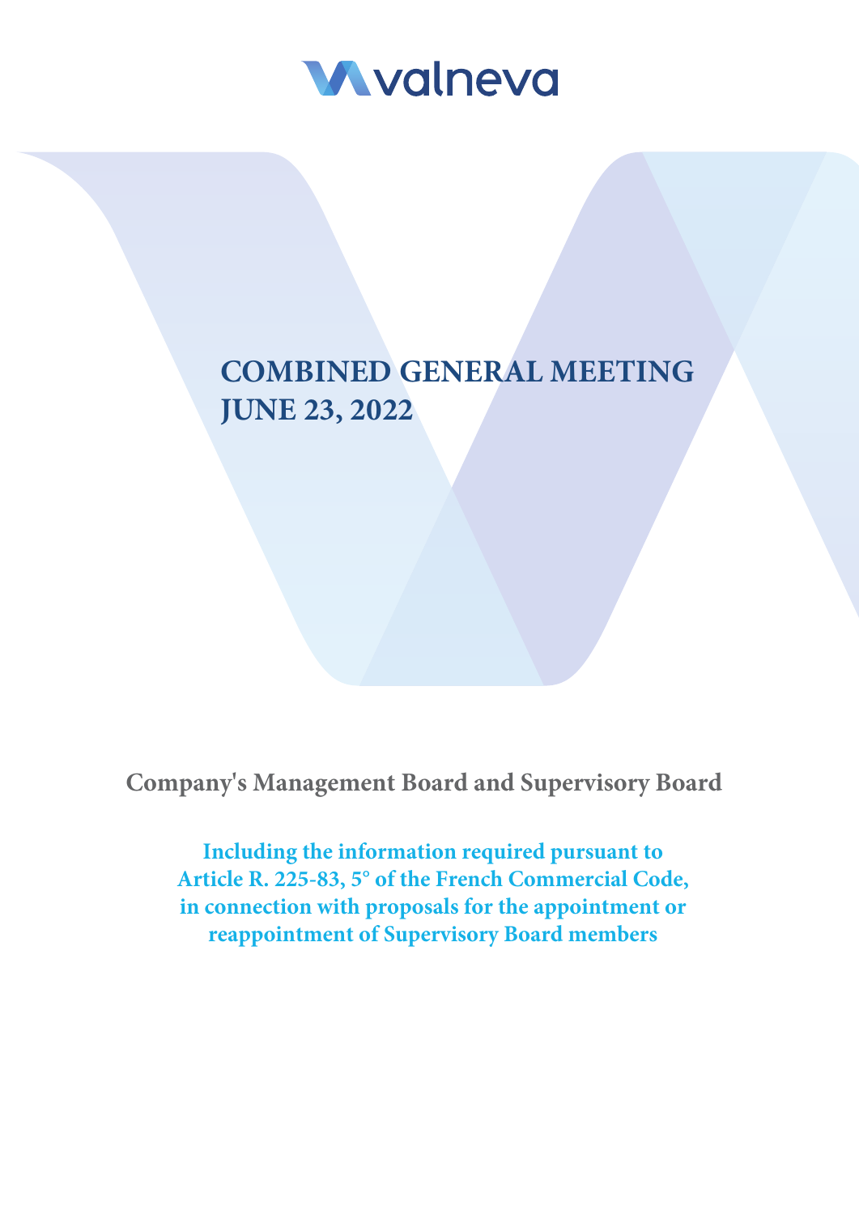valneva

# COMBINED GENERAL MEETING JUNE 23, 2022

**Company's Management Board and Supervisory Board**

**Including the information required pursuant to Article R. 225-83, 5° of the French Commercial Code, in connection with proposals for the appointment or reappointment of Supervisory Board members**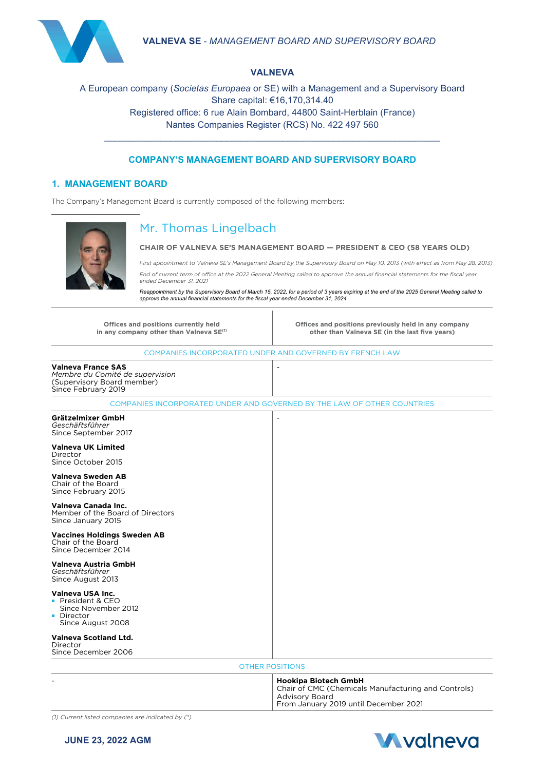# VALNEVA

A European company (*Societas Europaea* or SE) with a Management and a Supervisory Board
Share capital: €16,170,314.40
Registered office: 6 rue Alain Bombard, 44800 Saint-Herblain (France)
Nantes Companies Register (RCS) No. 422 497 560

## COMPANY'S MANAGEMENT BOARD AND SUPERVISORY BOARD

## 1. MANAGEMENT BOARD

The Company's Management Board is currently composed of the following members:

### Mr. Thomas Lingelbach

**CHAIR OF VALNEVA SE'S MANAGEMENT BOARD — PRESIDENT & CEO (58 YEARS OLD)**

*First appointment to Valneva SE's Management Board by the Supervisory Board on May 10, 2013 (with effect as from May 28, 2013)*

*End of current term of office at the 2022 General Meeting called to approve the annual financial statements for the fiscal year ended December 31, 2021*

*Reappointment by the Supervisory Board of March 15, 2022, for a period of 3 years expiring at the end of the 2025 General Meeting called to approve the annual financial statements for the fiscal year ended December 31, 2024*

| Offices and positions currently held in any company other than Valneva SE[(1)] | Offices and positions previously held in any company other than Valneva SE (in the last five years) |
|---|---|
| **COMPANIES INCORPORATED UNDER AND GOVERNED BY FRENCH LAW** | |
| **Valneva France SAS**<br>*Membre du Comité de supervision*<br>(Supervisory Board member)<br>Since February 2019 | - |
| **COMPANIES INCORPORATED UNDER AND GOVERNED BY THE LAW OF OTHER COUNTRIES** | |
| **Grätzelmixer GmbH**<br>*Geschäftsführer*<br>Since September 2017<br><br>**Valneva UK Limited**<br>Director<br>Since October 2015<br><br>**Valneva Sweden AB**<br>Chair of the Board<br>Since February 2015<br><br>**Valneva Canada Inc.**<br>Member of the Board of Directors<br>Since January 2015<br><br>**Vaccines Holdings Sweden AB**<br>Chair of the Board<br>Since December 2014<br><br>**Valneva Austria GmbH**<br>*Geschäftsführer*<br>Since August 2013<br><br>**Valneva USA Inc.**<br>- President & CEO<br>Since November 2012<br>- Director<br>Since August 2008<br><br>**Valneva Scotland Ltd.**<br>Director<br>Since December 2006 | - |
| **OTHER POSITIONS** | |
| - | **Hookipa Biotech GmbH**<br>Chair of CMC (Chemicals Manufacturing and Controls) Advisory Board<br>From January 2019 until December 2021 |

*(1) Current listed companies are indicated by (\*).*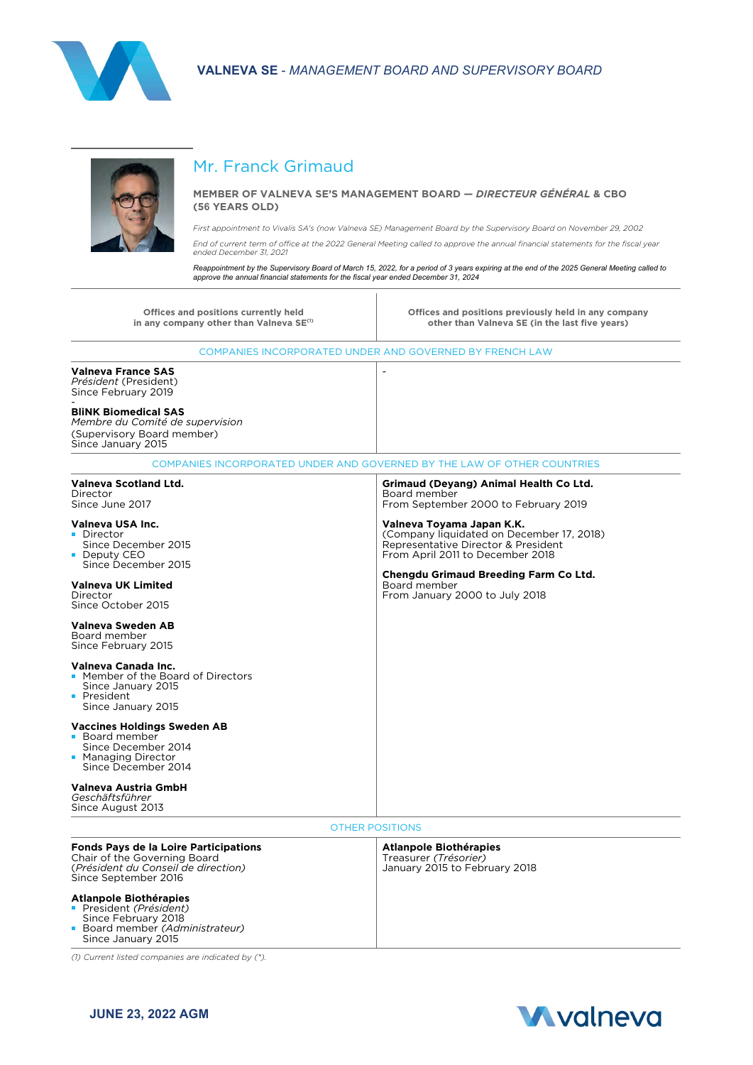## Mr. Franck Grimaud

**MEMBER OF VALNEVA SE'S MANAGEMENT BOARD — *DIRECTEUR GÉNÉRAL* & CBO (56 YEARS OLD)**

*First appointment to Vivalis SA's (now Valneva SE) Management Board by the Supervisory Board on November 29, 2002*

*End of current term of office at the 2022 General Meeting called to approve the annual financial statements for the fiscal year ended December 31, 2021*

*Reappointment by the Supervisory Board of March 15, 2022, for a period of 3 years expiring at the end of the 2025 General Meeting called to approve the annual financial statements for the fiscal year ended December 31, 2024*

| Offices and positions currently held in any company other than Valneva SE[1] | Offices and positions previously held in any company other than Valneva SE (in the last five years) |
|---|---|
| **COMPANIES INCORPORATED UNDER AND GOVERNED BY FRENCH LAW** | |
| **Valneva France SAS**<br>*Président* (President)<br>Since February 2019<br>-<br>**BliNK Biomedical SAS**<br>*Membre du Comité de supervision*<br>(Supervisory Board member)<br>Since January 2015 | - |
| **COMPANIES INCORPORATED UNDER AND GOVERNED BY THE LAW OF OTHER COUNTRIES** | |
| **Valneva Scotland Ltd.**<br>Director<br>Since June 2017<br><br>**Valneva USA Inc.**<br>- Director<br>Since December 2015<br>- Deputy CEO<br>Since December 2015<br><br>**Valneva UK Limited**<br>Director<br>Since October 2015<br><br>**Valneva Sweden AB**<br>Board member<br>Since February 2015<br><br>**Valneva Canada Inc.**<br>- Member of the Board of Directors<br>Since January 2015<br>- President<br>Since January 2015<br><br>**Vaccines Holdings Sweden AB**<br>- Board member<br>Since December 2014<br>- Managing Director<br>Since December 2014<br><br>**Valneva Austria GmbH**<br>*Geschäftsführer*<br>Since August 2013 | **Grimaud (Deyang) Animal Health Co Ltd.**<br>Board member<br>From September 2000 to February 2019<br><br>**Valneva Toyama Japan K.K.**<br>(Company liquidated on December 17, 2018)<br>Representative Director & President<br>From April 2011 to December 2018<br><br>**Chengdu Grimaud Breeding Farm Co Ltd.**<br>Board member<br>From January 2000 to July 2018 |
| **OTHER POSITIONS** | |
| **Fonds Pays de la Loire Participations**<br>Chair of the Governing Board<br>(*Président du Conseil de direction)*<br>Since September 2016<br><br>**Atlanpole Biothérapies**<br>- President *(Président)*<br>Since February 2018<br>- Board member *(Administrateur)*<br>Since January 2015 | **Atlanpole Biothérapies**<br>Treasurer *(Trésorier)*<br>January 2015 to February 2018 |

*(1) Current listed companies are indicated by (\*).*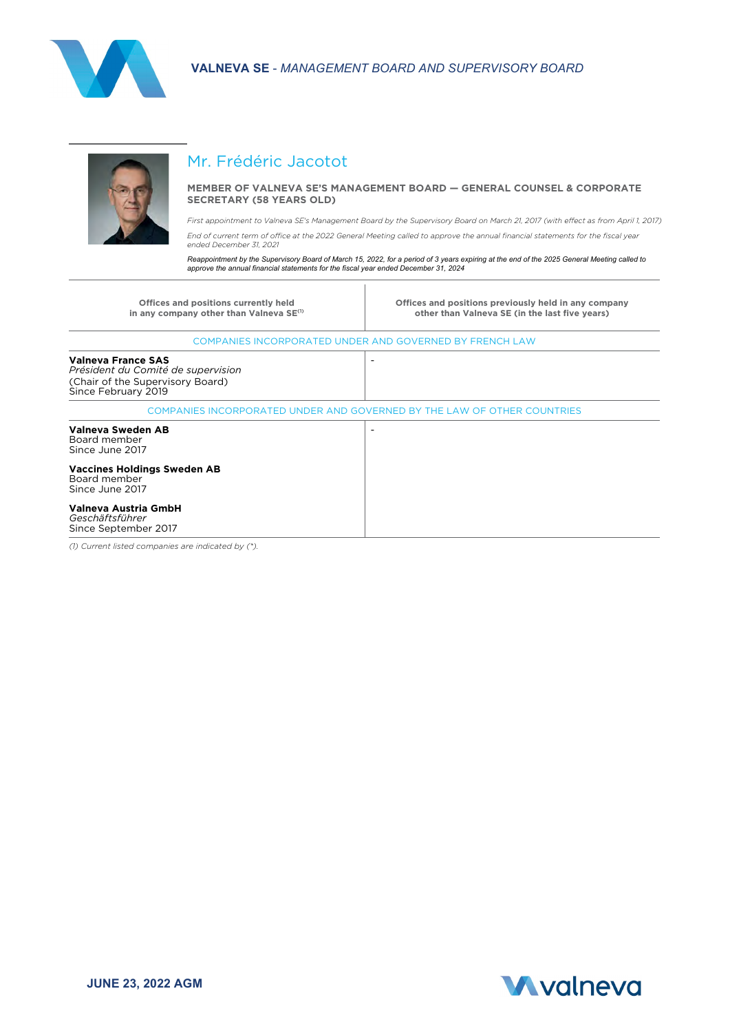## Mr. Frédéric Jacotot

**MEMBER OF VALNEVA SE'S MANAGEMENT BOARD — GENERAL COUNSEL & CORPORATE SECRETARY (58 YEARS OLD)**

*First appointment to Valneva SE's Management Board by the Supervisory Board on March 21, 2017 (with effect as from April 1, 2017)*

*End of current term of office at the 2022 General Meeting called to approve the annual financial statements for the fiscal year ended December 31, 2021*

*Reappointment by the Supervisory Board of March 15, 2022, for a period of 3 years expiring at the end of the 2025 General Meeting called to approve the annual financial statements for the fiscal year ended December 31, 2024*

| Offices and positions currently held in any company other than Valneva SE[1] | Offices and positions previously held in any company other than Valneva SE (in the last five years) |
|---|---|
| COMPANIES INCORPORATED UNDER AND GOVERNED BY FRENCH LAW | |
| **Valneva France SAS**<br>*Président du Comité de supervision*<br>(Chair of the Supervisory Board)<br>Since February 2019 | - |
| COMPANIES INCORPORATED UNDER AND GOVERNED BY THE LAW OF OTHER COUNTRIES | |
| **Valneva Sweden AB**<br>Board member<br>Since June 2017<br><br>**Vaccines Holdings Sweden AB**<br>Board member<br>Since June 2017<br><br>**Valneva Austria GmbH**<br>*Geschäftsführer*<br>Since September 2017 | - |

*(1) Current listed companies are indicated by (\*).*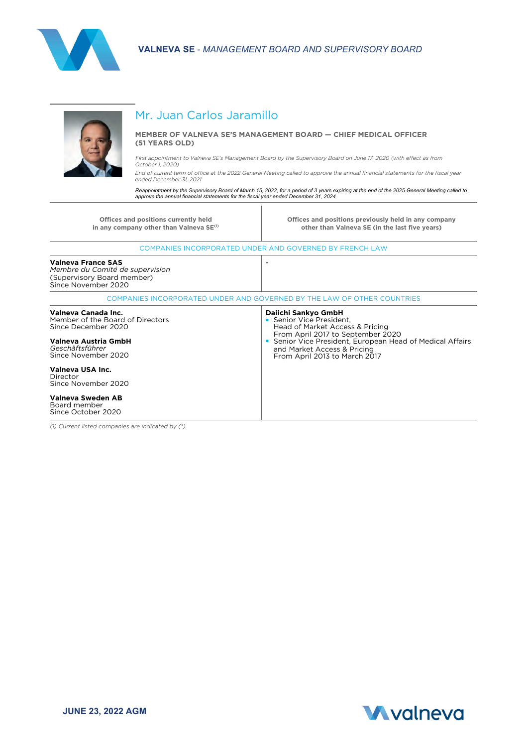## Mr. Juan Carlos Jaramillo

**MEMBER OF VALNEVA SE'S MANAGEMENT BOARD — CHIEF MEDICAL OFFICER (51 YEARS OLD)**

*First appointment to Valneva SE's Management Board by the Supervisory Board on June 17, 2020 (with effect as from October 1, 2020)*

*End of current term of office at the 2022 General Meeting called to approve the annual financial statements for the fiscal year ended December 31, 2021*

*Reappointment by the Supervisory Board of March 15, 2022, for a period of 3 years expiring at the end of the 2025 General Meeting called to approve the annual financial statements for the fiscal year ended December 31, 2024*

| Offices and positions currently held in any company other than Valneva SE[1] | Offices and positions previously held in any company other than Valneva SE (in the last five years) |
|---|---|
| COMPANIES INCORPORATED UNDER AND GOVERNED BY FRENCH LAW | |
| **Valneva France SAS**<br>*Membre du Comité de supervision*<br>(Supervisory Board member)<br>Since November 2020 | - |
| COMPANIES INCORPORATED UNDER AND GOVERNED BY THE LAW OF OTHER COUNTRIES | |
| **Valneva Canada Inc.**<br>Member of the Board of Directors<br>Since December 2020<br><br>**Valneva Austria GmbH**<br>*Geschäftsführer*<br>Since November 2020<br><br>**Valneva USA Inc.**<br>Director<br>Since November 2020<br><br>**Valneva Sweden AB**<br>Board member<br>Since October 2020 | **Daiichi Sankyo GmbH**<br>▪ Senior Vice President, Head of Market Access & Pricing From April 2017 to September 2020<br>▪ Senior Vice President, European Head of Medical Affairs and Market Access & Pricing From April 2013 to March 2017 |

*(1) Current listed companies are indicated by (\*).*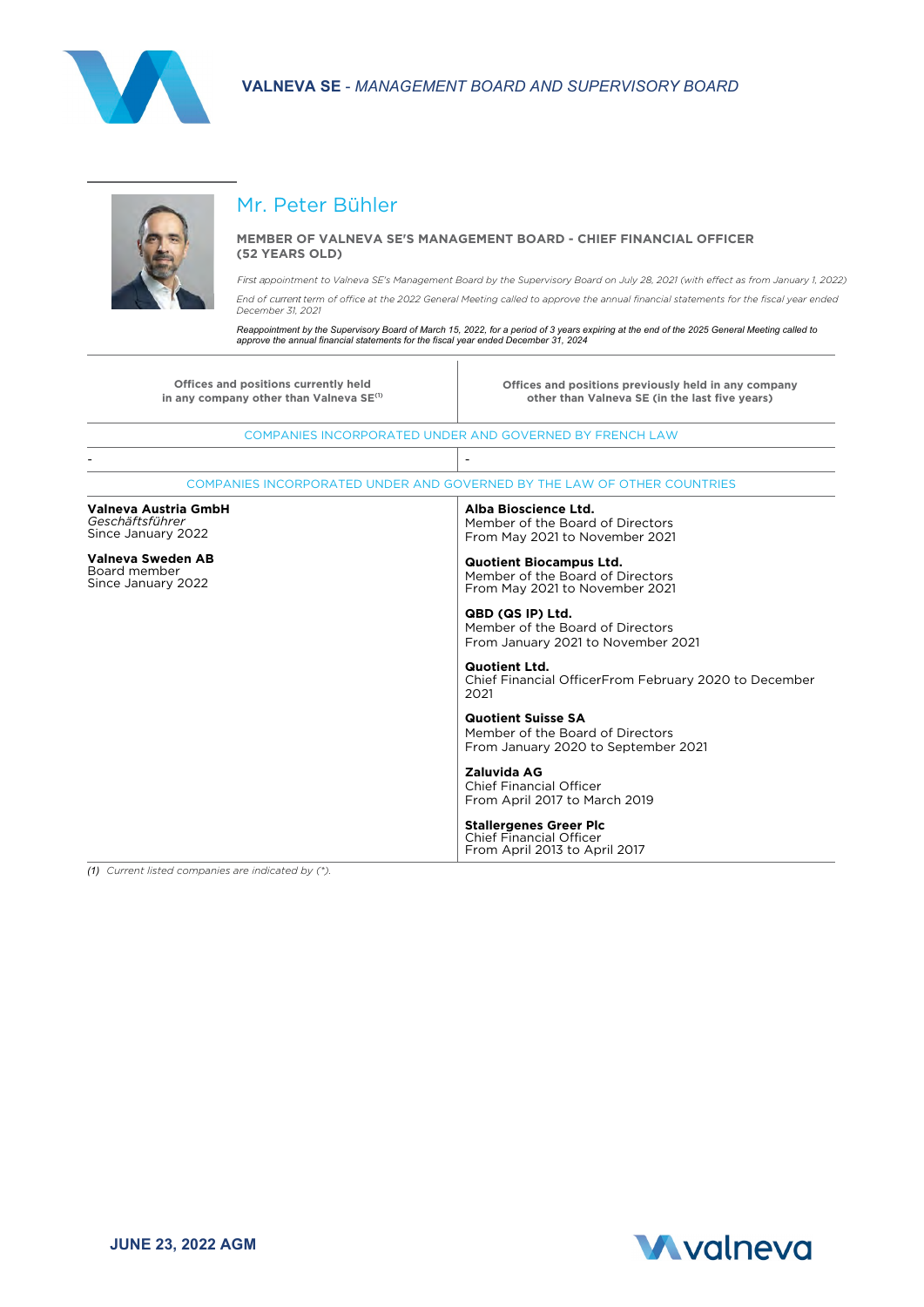## Mr. Peter Bühler

**MEMBER OF VALNEVA SE'S MANAGEMENT BOARD - CHIEF FINANCIAL OFFICER (52 YEARS OLD)**

*First appointment to Valneva SE's Management Board by the Supervisory Board on July 28, 2021 (with effect as from January 1, 2022)*

*End of current term of office at the 2022 General Meeting called to approve the annual financial statements for the fiscal year ended December 31, 2021*

*Reappointment by the Supervisory Board of March 15, 2022, for a period of 3 years expiring at the end of the 2025 General Meeting called to approve the annual financial statements for the fiscal year ended December 31, 2024*

| Offices and positions currently held in any company other than Valneva SE[1] | Offices and positions previously held in any company other than Valneva SE (in the last five years) |
|---|---|
| COMPANIES INCORPORATED UNDER AND GOVERNED BY FRENCH LAW | |
| - | - |
| COMPANIES INCORPORATED UNDER AND GOVERNED BY THE LAW OF OTHER COUNTRIES | |
| **Valneva Austria GmbH**<br>*Geschäftsführer*<br>Since January 2022<br><br>**Valneva Sweden AB**<br>Board member<br>Since January 2022 | **Alba Bioscience Ltd.**<br>Member of the Board of Directors<br>From May 2021 to November 2021<br><br>**Quotient Biocampus Ltd.**<br>Member of the Board of Directors<br>From May 2021 to November 2021<br><br>**QBD (QS IP) Ltd.**<br>Member of the Board of Directors<br>From January 2021 to November 2021<br><br>**Quotient Ltd.**<br>Chief Financial OfficerFrom February 2020 to December 2021<br><br>**Quotient Suisse SA**<br>Member of the Board of Directors<br>From January 2020 to September 2021<br><br>**Zaluvida AG**<br>Chief Financial Officer<br>From April 2017 to March 2019<br><br>**Stallergenes Greer Plc**<br>Chief Financial Officer<br>From April 2013 to April 2017 |

*(1) Current listed companies are indicated by (\*).*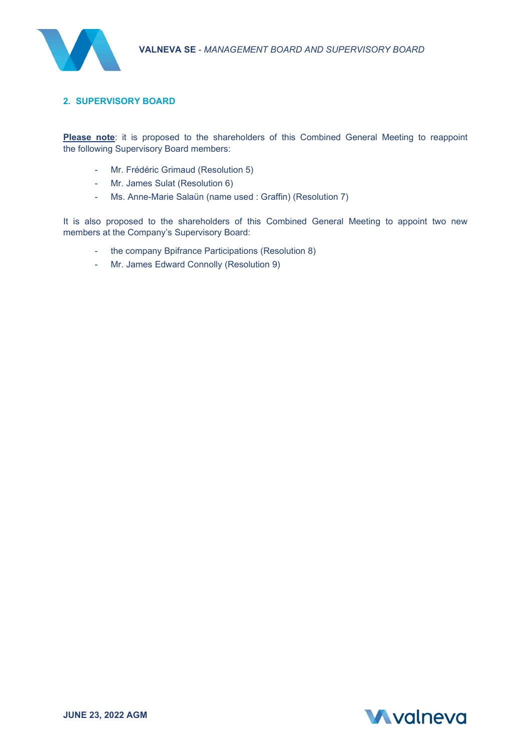## 2. SUPERVISORY BOARD

**Please note**: it is proposed to the shareholders of this Combined General Meeting to reappoint the following Supervisory Board members:

- Mr. Frédéric Grimaud (Resolution 5)
- Mr. James Sulat (Resolution 6)
- Ms. Anne-Marie Salaün (name used : Graffin) (Resolution 7)

It is also proposed to the shareholders of this Combined General Meeting to appoint two new members at the Company's Supervisory Board:

- the company Bpifrance Participations (Resolution 8)
- Mr. James Edward Connolly (Resolution 9)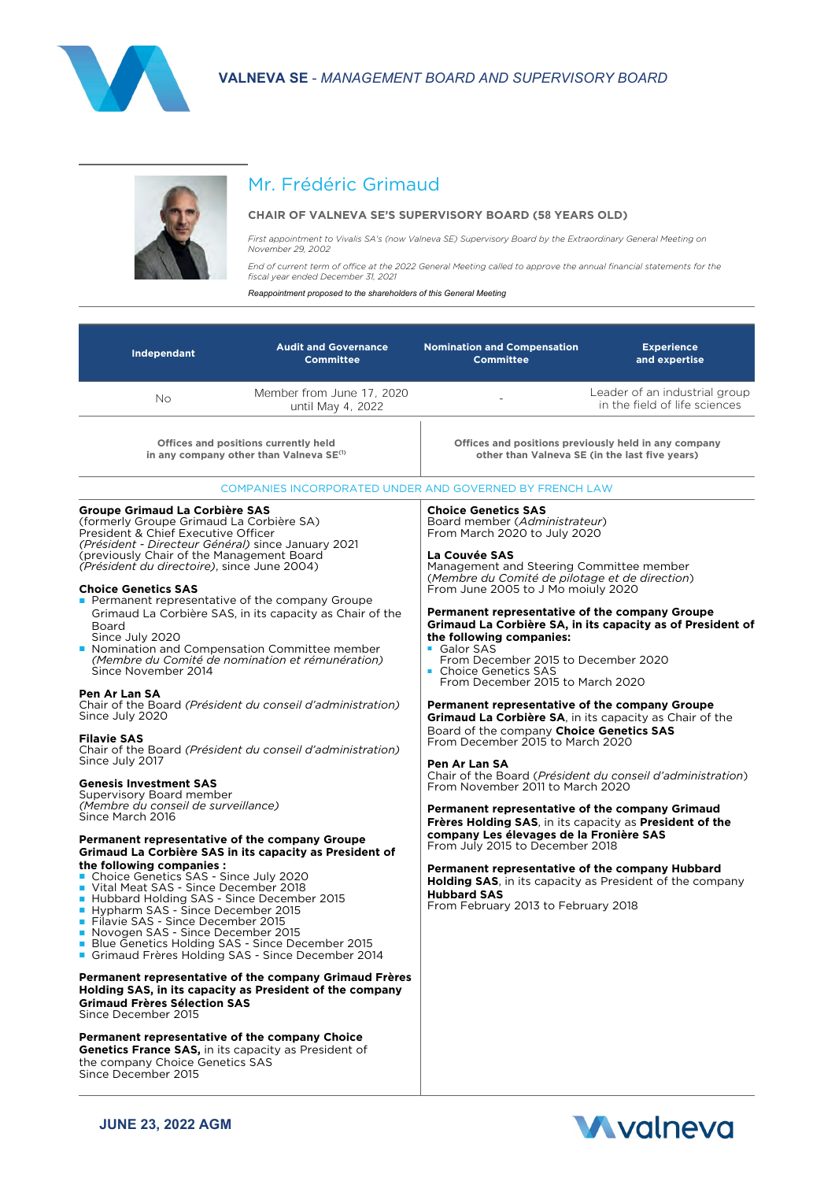## Mr. Frédéric Grimaud

**CHAIR OF VALNEVA SE'S SUPERVISORY BOARD (58 YEARS OLD)**

*First appointment to Vivalis SA's (now Valneva SE) Supervisory Board by the Extraordinary General Meeting on November 29, 2002*

*End of current term of office at the 2022 General Meeting called to approve the annual financial statements for the fiscal year ended December 31, 2021*

*Reappointment proposed to the shareholders of this General Meeting*

| Independant | Audit and Governance Committee | Nomination and Compensation Committee | Experience and expertise |
|---|---|---|---|
| No | Member from June 17, 2020 until May 4, 2022 | - | Leader of an industrial group in the field of life sciences |

### Offices and positions currently held in any company other than Valneva SE[1]

**COMPANIES INCORPORATED UNDER AND GOVERNED BY FRENCH LAW**

**Groupe Grimaud La Corbière SAS**
(formerly Groupe Grimaud La Corbière SA)
President & Chief Executive Officer
*(Président - Directeur Général)* since January 2021
(previously Chair of the Management Board
*(Président du directoire)*, since June 2004)

**Choice Genetics SAS**
- Permanent representative of the company Groupe Grimaud La Corbière SAS, in its capacity as Chair of the Board
  Since July 2020
- Nomination and Compensation Committee member
  *(Membre du Comité de nomination et rémunération)*
  Since November 2014

**Pen Ar Lan SA**
Chair of the Board *(Président du conseil d'administration)*
Since July 2020

**Filavie SAS**
Chair of the Board *(Président du conseil d'administration)*
Since July 2017

**Genesis Investment SAS**
Supervisory Board member
*(Membre du conseil de surveillance)*
Since March 2016

**Permanent representative of the company Groupe Grimaud La Corbière SAS in its capacity as President of the following companies :**
- Choice Genetics SAS - Since July 2020
- Vital Meat SAS - Since December 2018
- Hubbard Holding SAS - Since December 2015
- Hypharm SAS - Since December 2015
- Filavie SAS - Since December 2015
- Novogen SAS - Since December 2015
- Blue Genetics Holding SAS - Since December 2015
- Grimaud Frères Holding SAS - Since December 2014

**Permanent representative of the company Grimaud Frères Holding SAS, in its capacity as President of the company Grimaud Frères Sélection SAS**
Since December 2015

**Permanent representative of the company Choice Genetics France SAS,** in its capacity as President of the company Choice Genetics SAS
Since December 2015

### Offices and positions previously held in any company other than Valneva SE (in the last five years)

**COMPANIES INCORPORATED UNDER AND GOVERNED BY FRENCH LAW**

**Choice Genetics SAS**
Board member *(Administrateur)*
From March 2020 to July 2020

**La Couvée SAS**
Management and Steering Committee member
*(Membre du Comité de pilotage et de direction)*
From June 2005 to J Mo moiuly 2020

**Permanent representative of the company Groupe Grimaud La Corbière SA, in its capacity as of President of the following companies:**
- Galor SAS
  From December 2015 to December 2020
- Choice Genetics SAS
  From December 2015 to March 2020

**Permanent representative of the company Groupe Grimaud La Corbière SA**, in its capacity as Chair of the Board of the company **Choice Genetics SAS**
From December 2015 to March 2020

**Pen Ar Lan SA**
Chair of the Board *(Président du conseil d'administration)*
From November 2011 to March 2020

**Permanent representative of the company Grimaud Frères Holding SAS**, in its capacity as **President of the company Les élevages de la Fronière SAS**
From July 2015 to December 2018

**Permanent representative of the company Hubbard Holding SAS**, in its capacity as President of the company **Hubbard SAS**
From February 2013 to February 2018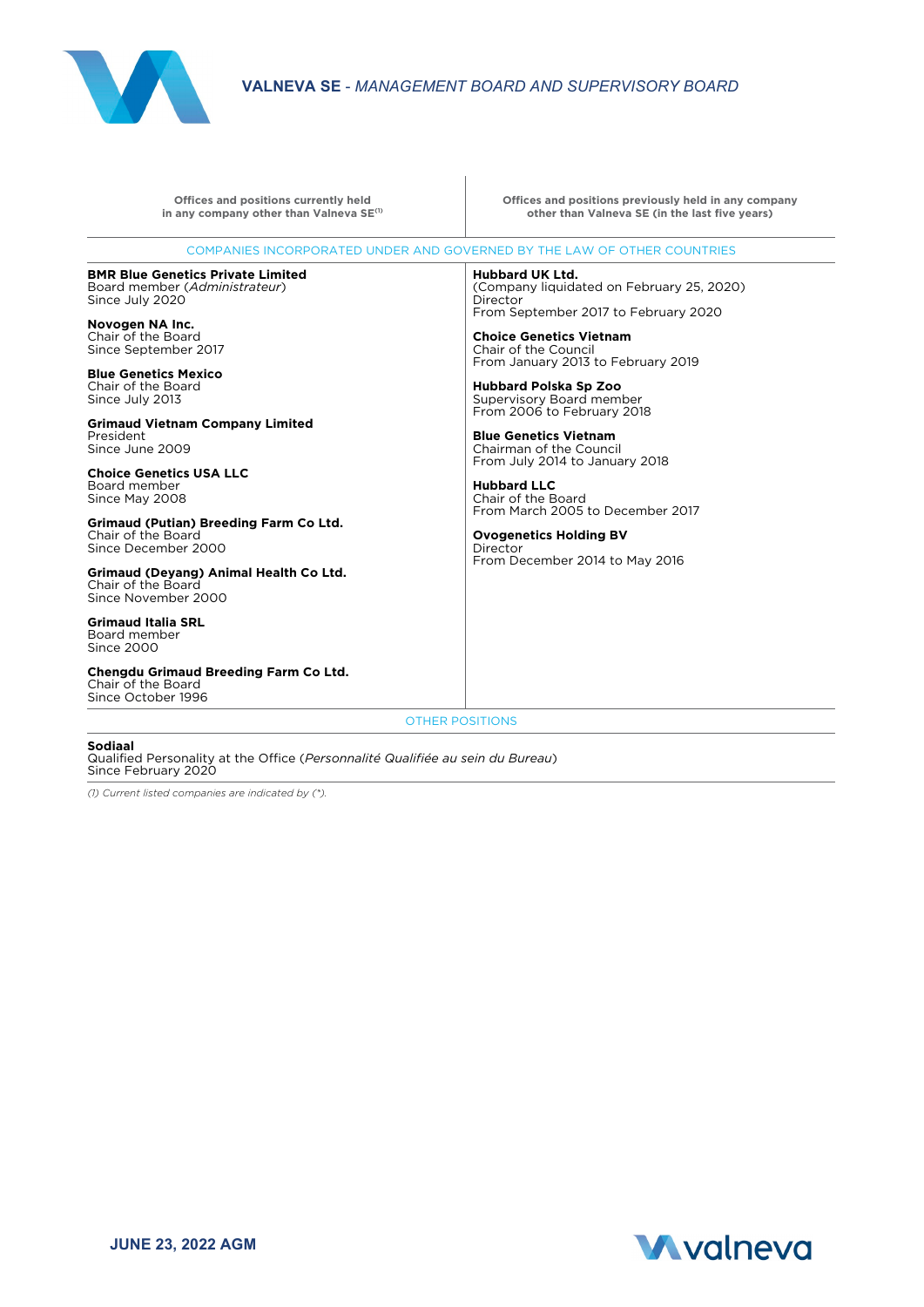| Offices and positions currently held in any company other than Valneva SE[(1)] | Offices and positions previously held in any company other than Valneva SE (in the last five years) |
|---|---|
| COMPANIES INCORPORATED UNDER AND GOVERNED BY THE LAW OF OTHER COUNTRIES | |
| **BMR Blue Genetics Private Limited**<br>Board member (*Administrateur*)<br>Since July 2020<br><br>**Novogen NA Inc.**<br>Chair of the Board<br>Since September 2017<br><br>**Blue Genetics Mexico**<br>Chair of the Board<br>Since July 2013<br><br>**Grimaud Vietnam Company Limited**<br>President<br>Since June 2009<br><br>**Choice Genetics USA LLC**<br>Board member<br>Since May 2008<br><br>**Grimaud (Putian) Breeding Farm Co Ltd.**<br>Chair of the Board<br>Since December 2000<br><br>**Grimaud (Deyang) Animal Health Co Ltd.**<br>Chair of the Board<br>Since November 2000<br><br>**Grimaud Italia SRL**<br>Board member<br>Since 2000<br><br>**Chengdu Grimaud Breeding Farm Co Ltd.**<br>Chair of the Board<br>Since October 1996 | **Hubbard UK Ltd.**<br>(Company liquidated on February 25, 2020)<br>Director<br>From September 2017 to February 2020<br><br>**Choice Genetics Vietnam**<br>Chair of the Council<br>From January 2013 to February 2019<br><br>**Hubbard Polska Sp Zoo**<br>Supervisory Board member<br>From 2006 to February 2018<br><br>**Blue Genetics Vietnam**<br>Chairman of the Council<br>From July 2014 to January 2018<br><br>**Hubbard LLC**<br>Chair of the Board<br>From March 2005 to December 2017<br><br>**Ovogenetics Holding BV**<br>Director<br>From December 2014 to May 2016 |
| OTHER POSITIONS | |
| **Sodiaal**<br>Qualified Personality at the Office (*Personnalité Qualifiée au sein du Bureau*)<br>Since February 2020 | |

*(1) Current listed companies are indicated by (\*).*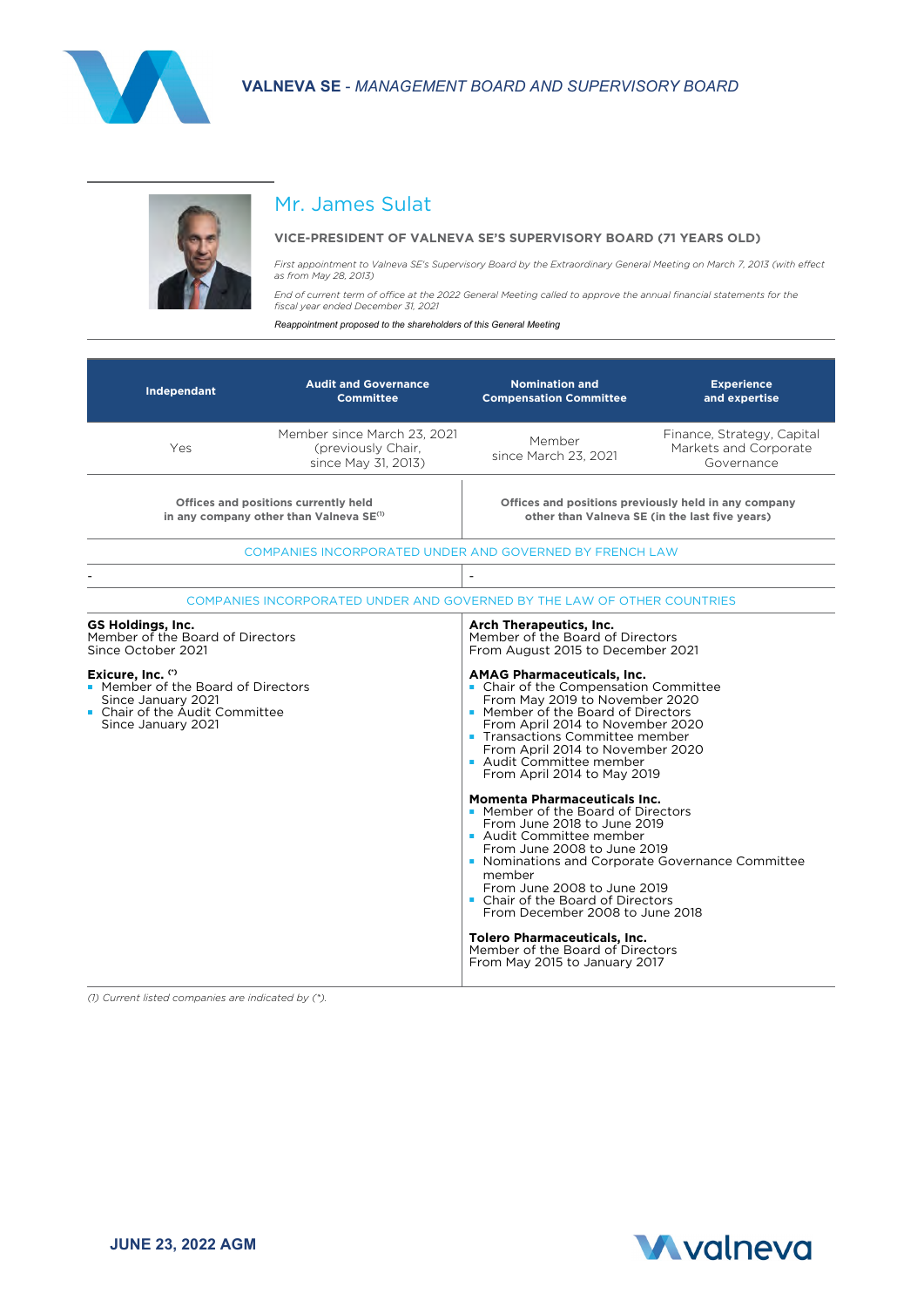## Mr. James Sulat

**VICE-PRESIDENT OF VALNEVA SE'S SUPERVISORY BOARD (71 YEARS OLD)**

*First appointment to Valneva SE's Supervisory Board by the Extraordinary General Meeting on March 7, 2013 (with effect as from May 28, 2013)*

*End of current term of office at the 2022 General Meeting called to approve the annual financial statements for the fiscal year ended December 31, 2021*

*Reappointment proposed to the shareholders of this General Meeting*

| Independant | Audit and Governance Committee | Nomination and Compensation Committee | Experience and expertise |
|---|---|---|---|
| Yes | Member since March 23, 2021 (previously Chair, since May 31, 2013) | Member since March 23, 2021 | Finance, Strategy, Capital Markets and Corporate Governance |

| Offices and positions currently held in any company other than Valneva SE[1] | Offices and positions previously held in any company other than Valneva SE (in the last five years) |
|---|---|
| COMPANIES INCORPORATED UNDER AND GOVERNED BY FRENCH LAW | |
| - | - |
| COMPANIES INCORPORATED UNDER AND GOVERNED BY THE LAW OF OTHER COUNTRIES | |
| **GS Holdings, Inc.**<br>Member of the Board of Directors<br>Since October 2021<br><br>**Exicure, Inc.** (*)<br>- Member of the Board of Directors Since January 2021<br>- Chair of the Audit Committee Since January 2021 | **Arch Therapeutics, Inc.**<br>Member of the Board of Directors<br>From August 2015 to December 2021<br><br>**AMAG Pharmaceuticals, Inc.**<br>- Chair of the Compensation Committee From May 2019 to November 2020<br>- Member of the Board of Directors From April 2014 to November 2020<br>- Transactions Committee member From April 2014 to November 2020<br>- Audit Committee member From April 2014 to May 2019<br><br>**Momenta Pharmaceuticals Inc.**<br>- Member of the Board of Directors From June 2018 to June 2019<br>- Audit Committee member From June 2008 to June 2019<br>- Nominations and Corporate Governance Committee member From June 2008 to June 2019<br>- Chair of the Board of Directors From December 2008 to June 2018<br><br>**Tolero Pharmaceuticals, Inc.**<br>Member of the Board of Directors<br>From May 2015 to January 2017 |

*(1) Current listed companies are indicated by (*).*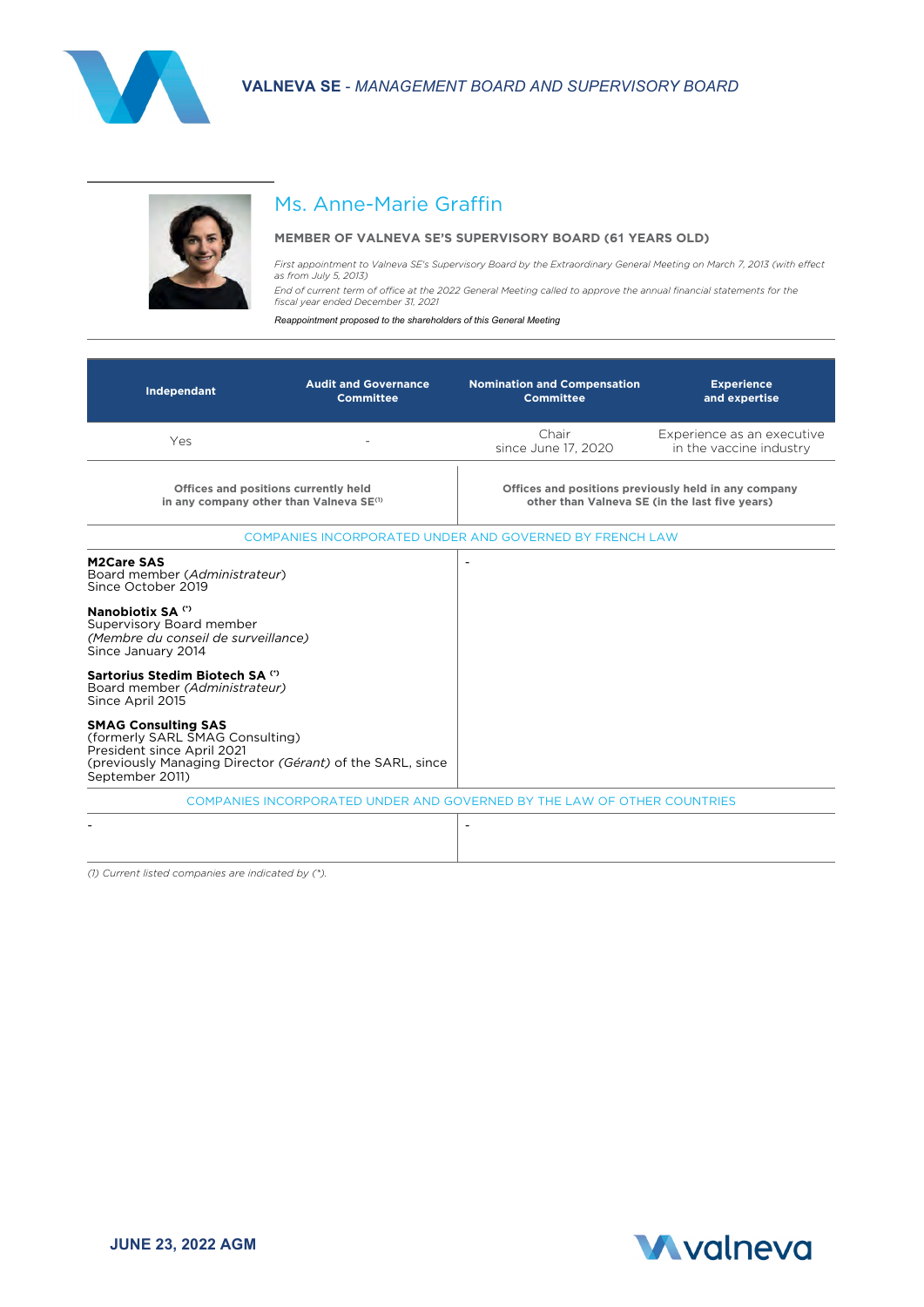## Ms. Anne-Marie Graffin

**MEMBER OF VALNEVA SE'S SUPERVISORY BOARD (61 YEARS OLD)**

*First appointment to Valneva SE's Supervisory Board by the Extraordinary General Meeting on March 7, 2013 (with effect as from July 5, 2013)*

*End of current term of office at the 2022 General Meeting called to approve the annual financial statements for the fiscal year ended December 31, 2021*

*Reappointment proposed to the shareholders of this General Meeting*

| Independant | Audit and Governance Committee | Nomination and Compensation Committee | Experience and expertise |
|---|---|---|---|
| Yes | - | Chair since June 17, 2020 | Experience as an executive in the vaccine industry |

| Offices and positions currently held in any company other than Valneva SE[1] | Offices and positions previously held in any company other than Valneva SE (in the last five years) |
|---|---|
| COMPANIES INCORPORATED UNDER AND GOVERNED BY FRENCH LAW | |
| **M2Care SAS**<br>Board member (*Administrateur*)<br>Since October 2019<br><br>**Nanobiotix SA** (*)<br>Supervisory Board member<br>*(Membre du conseil de surveillance)*<br>Since January 2014<br><br>**Sartorius Stedim Biotech SA** (*)<br>Board member *(Administrateur)*<br>Since April 2015<br><br>**SMAG Consulting SAS**<br>(formerly SARL SMAG Consulting)<br>President since April 2021<br>(previously Managing Director *(Gérant)* of the SARL, since September 2011) | - |
| COMPANIES INCORPORATED UNDER AND GOVERNED BY THE LAW OF OTHER COUNTRIES | |
| - | - |

*(1) Current listed companies are indicated by (*).*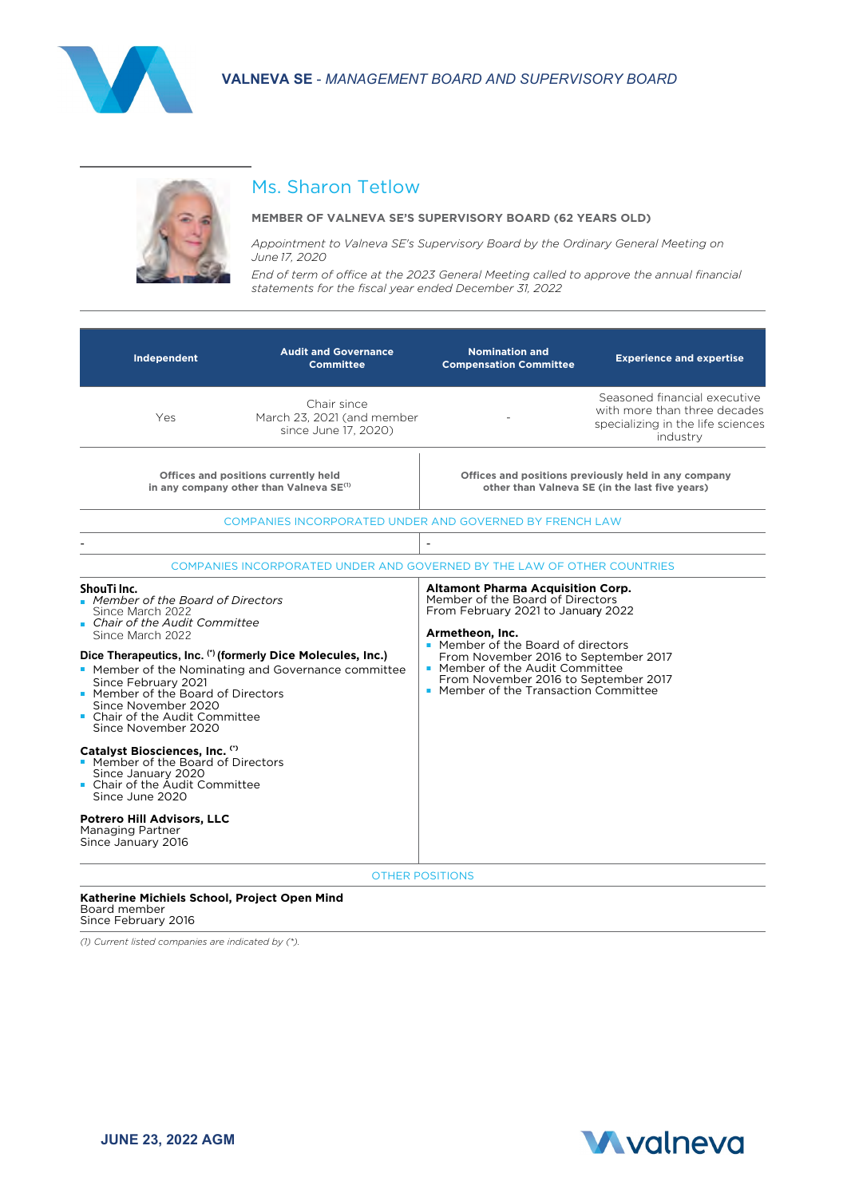## Ms. Sharon Tetlow

**MEMBER OF VALNEVA SE'S SUPERVISORY BOARD (62 YEARS OLD)**

*Appointment to Valneva SE's Supervisory Board by the Ordinary General Meeting on June 17, 2020*

*End of term of office at the 2023 General Meeting called to approve the annual financial statements for the fiscal year ended December 31, 2022*

| Independent | Audit and Governance Committee | Nomination and Compensation Committee | Experience and expertise |
|---|---|---|---|
| Yes | Chair since March 23, 2021 (and member since June 17, 2020) | - | Seasoned financial executive with more than three decades specializing in the life sciences industry |

| Offices and positions currently held in any company other than Valneva SE[1] | Offices and positions previously held in any company other than Valneva SE (in the last five years) |
|---|---|
| COMPANIES INCORPORATED UNDER AND GOVERNED BY FRENCH LAW | |
| - | - |
| COMPANIES INCORPORATED UNDER AND GOVERNED BY THE LAW OF OTHER COUNTRIES | |
| **ShouTi Inc.**<br>- *Member of the Board of Directors* Since March 2022<br>- *Chair of the Audit Committee* Since March 2022<br><br>**Dice Therapeutics, Inc. (\*) (formerly Dice Molecules, Inc.)**<br>- Member of the Nominating and Governance committee Since February 2021<br>- Member of the Board of Directors Since November 2020<br>- Chair of the Audit Committee Since November 2020<br><br>**Catalyst Biosciences, Inc. (\*)**<br>- Member of the Board of Directors Since January 2020<br>- Chair of the Audit Committee Since June 2020<br><br>**Potrero Hill Advisors, LLC**<br>Managing Partner<br>Since January 2016 | **Altamont Pharma Acquisition Corp.**<br>Member of the Board of Directors<br>From February 2021 to January 2022<br><br>**Armetheon, Inc.**<br>- Member of the Board of directors From November 2016 to September 2017<br>- Member of the Audit Committee From November 2016 to September 2017<br>- Member of the Transaction Committee |
| OTHER POSITIONS | |
| **Katherine Michiels School, Project Open Mind**<br>Board member<br>Since February 2016 | |

*(1) Current listed companies are indicated by (\*).*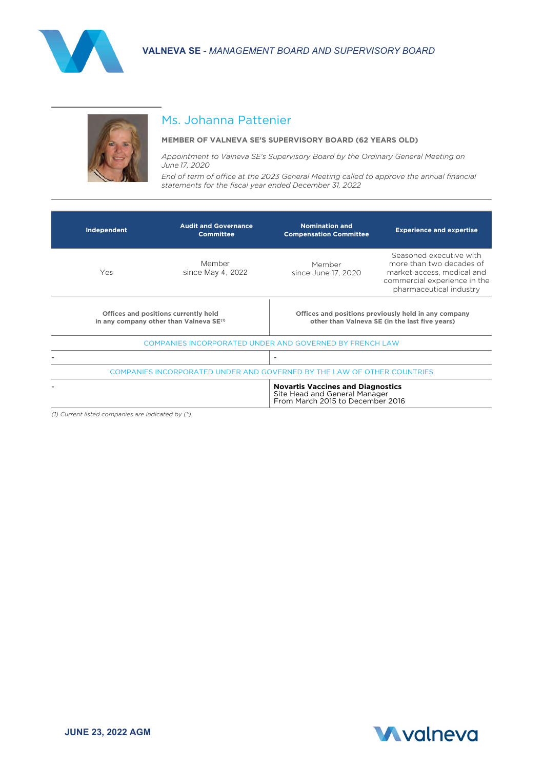## Ms. Johanna Pattenier

**MEMBER OF VALNEVA SE'S SUPERVISORY BOARD (62 YEARS OLD)**

*Appointment to Valneva SE's Supervisory Board by the Ordinary General Meeting on June 17, 2020*

*End of term of office at the 2023 General Meeting called to approve the annual financial statements for the fiscal year ended December 31, 2022*

| Independent | Audit and Governance Committee | Nomination and Compensation Committee | Experience and expertise |
|---|---|---|---|
| Yes | Member since May 4, 2022 | Member since June 17, 2020 | Seasoned executive with more than two decades of market access, medical and commercial experience in the pharmaceutical industry |

| Offices and positions currently held in any company other than Valneva SE[1] | Offices and positions previously held in any company other than Valneva SE (in the last five years) |
|---|---|
| COMPANIES INCORPORATED UNDER AND GOVERNED BY FRENCH LAW | |
| - | - |
| COMPANIES INCORPORATED UNDER AND GOVERNED BY THE LAW OF OTHER COUNTRIES | |
| - | **Novartis Vaccines and Diagnostics** Site Head and General Manager From March 2015 to December 2016 |

*(1) Current listed companies are indicated by (\*).*

**JUNE 23, 2022 AGM**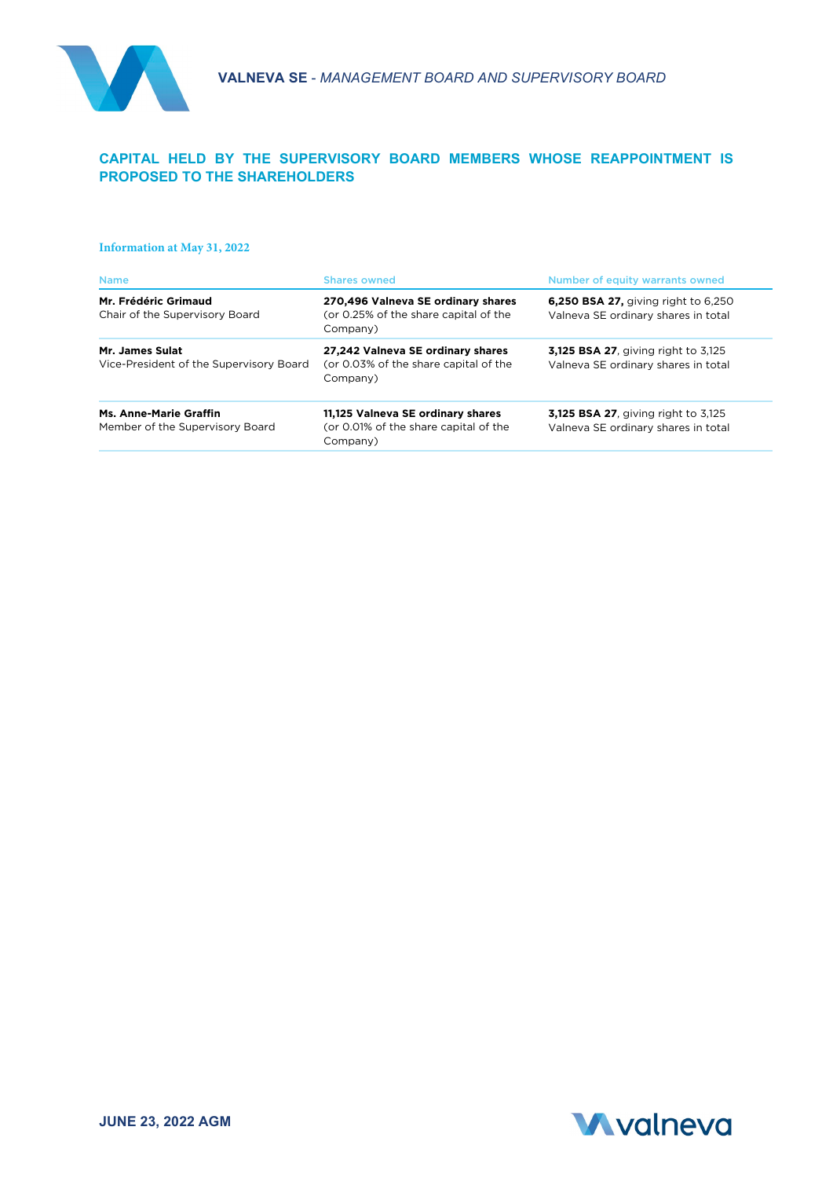## CAPITAL HELD BY THE SUPERVISORY BOARD MEMBERS WHOSE REAPPOINTMENT IS PROPOSED TO THE SHAREHOLDERS

### Information at May 31, 2022

| Name | Shares owned | Number of equity warrants owned |
|---|---|---|
| **Mr. Frédéric Grimaud**<br>Chair of the Supervisory Board | **270,496 Valneva SE ordinary shares** (or 0.25% of the share capital of the Company) | **6,250 BSA 27,** giving right to 6,250 Valneva SE ordinary shares in total |
| **Mr. James Sulat**<br>Vice-President of the Supervisory Board | **27,242 Valneva SE ordinary shares** (or 0.03% of the share capital of the Company) | **3,125 BSA 27**, giving right to 3,125 Valneva SE ordinary shares in total |
| **Ms. Anne-Marie Graffin**<br>Member of the Supervisory Board | **11,125 Valneva SE ordinary shares** (or 0.01% of the share capital of the Company) | **3,125 BSA 27**, giving right to 3,125 Valneva SE ordinary shares in total |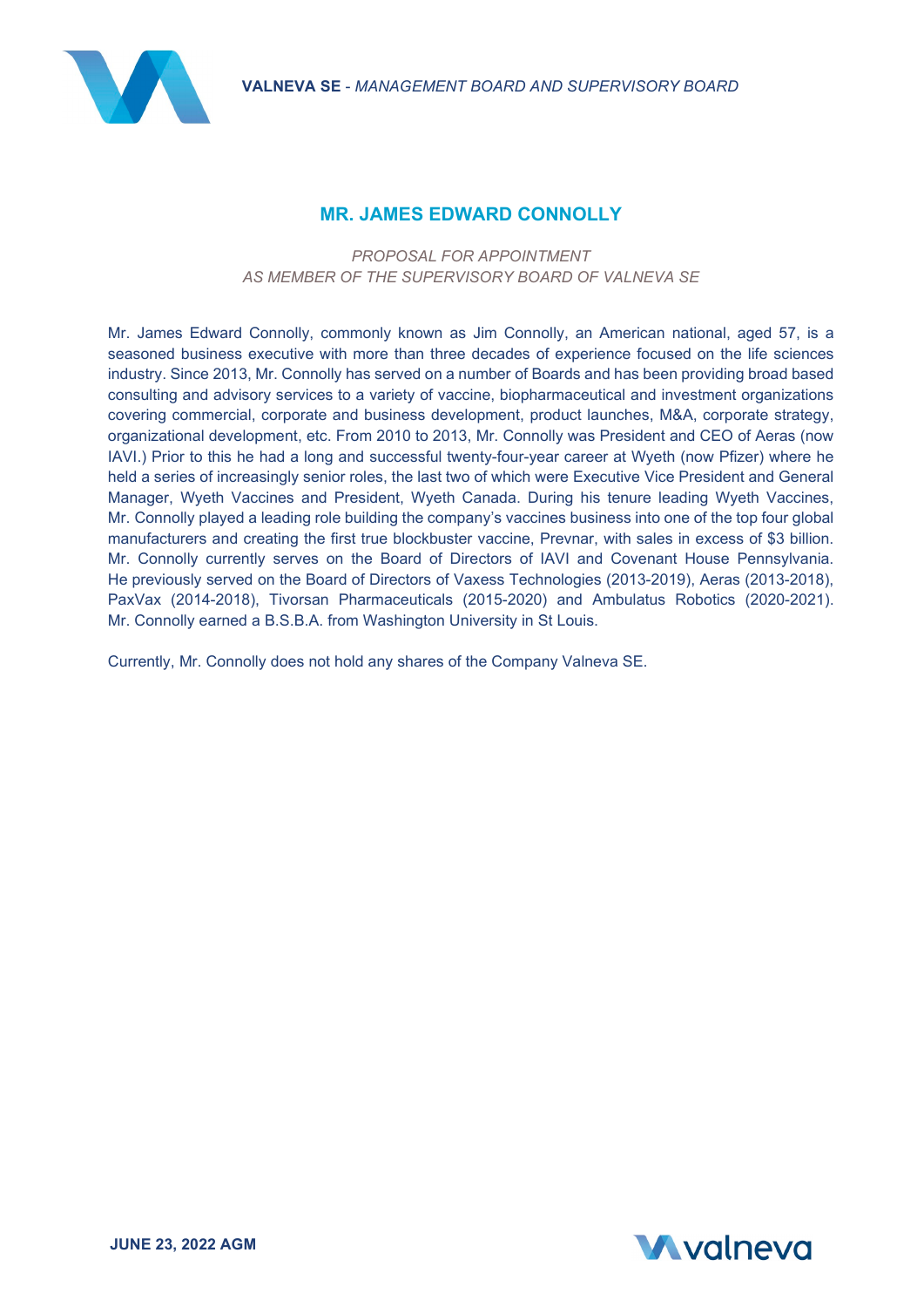## MR. JAMES EDWARD CONNOLLY

*PROPOSAL FOR APPOINTMENT*
*AS MEMBER OF THE SUPERVISORY BOARD OF VALNEVA SE*

Mr. James Edward Connolly, commonly known as Jim Connolly, an American national, aged 57, is a seasoned business executive with more than three decades of experience focused on the life sciences industry. Since 2013, Mr. Connolly has served on a number of Boards and has been providing broad based consulting and advisory services to a variety of vaccine, biopharmaceutical and investment organizations covering commercial, corporate and business development, product launches, M&A, corporate strategy, organizational development, etc. From 2010 to 2013, Mr. Connolly was President and CEO of Aeras (now IAVI.) Prior to this he had a long and successful twenty-four-year career at Wyeth (now Pfizer) where he held a series of increasingly senior roles, the last two of which were Executive Vice President and General Manager, Wyeth Vaccines and President, Wyeth Canada. During his tenure leading Wyeth Vaccines, Mr. Connolly played a leading role building the company's vaccines business into one of the top four global manufacturers and creating the first true blockbuster vaccine, Prevnar, with sales in excess of $3 billion. Mr. Connolly currently serves on the Board of Directors of IAVI and Covenant House Pennsylvania. He previously served on the Board of Directors of Vaxess Technologies (2013-2019), Aeras (2013-2018), PaxVax (2014-2018), Tivorsan Pharmaceuticals (2015-2020) and Ambulatus Robotics (2020-2021). Mr. Connolly earned a B.S.B.A. from Washington University in St Louis.

Currently, Mr. Connolly does not hold any shares of the Company Valneva SE.